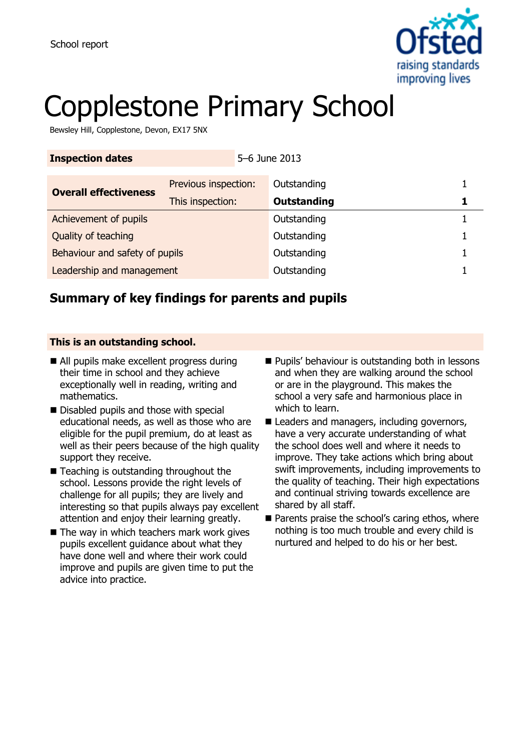School report

# Copplestone Primary School

Bewsley Hill, Copplestone, Devon, EX17 5NX

| **Inspection dates** | 5–6 June 2013 |
|---|---|

| | | | |
|---|---|---|---|
| **Overall effectiveness** | Previous inspection: | Outstanding | 1 |
| | This inspection: | **Outstanding** | **1** |
| Achievement of pupils | | Outstanding | 1 |
| Quality of teaching | | Outstanding | 1 |
| Behaviour and safety of pupils | | Outstanding | 1 |
| Leadership and management | | Outstanding | 1 |

## Summary of key findings for parents and pupils

**This is an outstanding school.**

- All pupils make excellent progress during their time in school and they achieve exceptionally well in reading, writing and mathematics.
- Disabled pupils and those with special educational needs, as well as those who are eligible for the pupil premium, do at least as well as their peers because of the high quality support they receive.
- Teaching is outstanding throughout the school. Lessons provide the right levels of challenge for all pupils; they are lively and interesting so that pupils always pay excellent attention and enjoy their learning greatly.
- The way in which teachers mark work gives pupils excellent guidance about what they have done well and where their work could improve and pupils are given time to put the advice into practice.
- Pupils' behaviour is outstanding both in lessons and when they are walking around the school or are in the playground. This makes the school a very safe and harmonious place in which to learn.
- Leaders and managers, including governors, have a very accurate understanding of what the school does well and where it needs to improve. They take actions which bring about swift improvements, including improvements to the quality of teaching. Their high expectations and continual striving towards excellence are shared by all staff.
- Parents praise the school's caring ethos, where nothing is too much trouble and every child is nurtured and helped to do his or her best.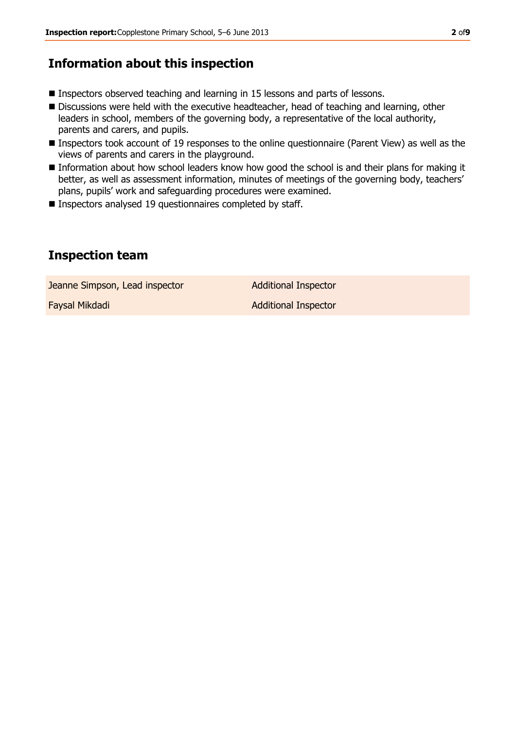## Information about this inspection

- Inspectors observed teaching and learning in 15 lessons and parts of lessons.
- Discussions were held with the executive headteacher, head of teaching and learning, other leaders in school, members of the governing body, a representative of the local authority, parents and carers, and pupils.
- Inspectors took account of 19 responses to the online questionnaire (Parent View) as well as the views of parents and carers in the playground.
- Information about how school leaders know how good the school is and their plans for making it better, as well as assessment information, minutes of meetings of the governing body, teachers' plans, pupils' work and safeguarding procedures were examined.
- Inspectors analysed 19 questionnaires completed by staff.

## Inspection team

| | |
|---|---|
| Jeanne Simpson, Lead inspector | Additional Inspector |
| Faysal Mikdadi | Additional Inspector |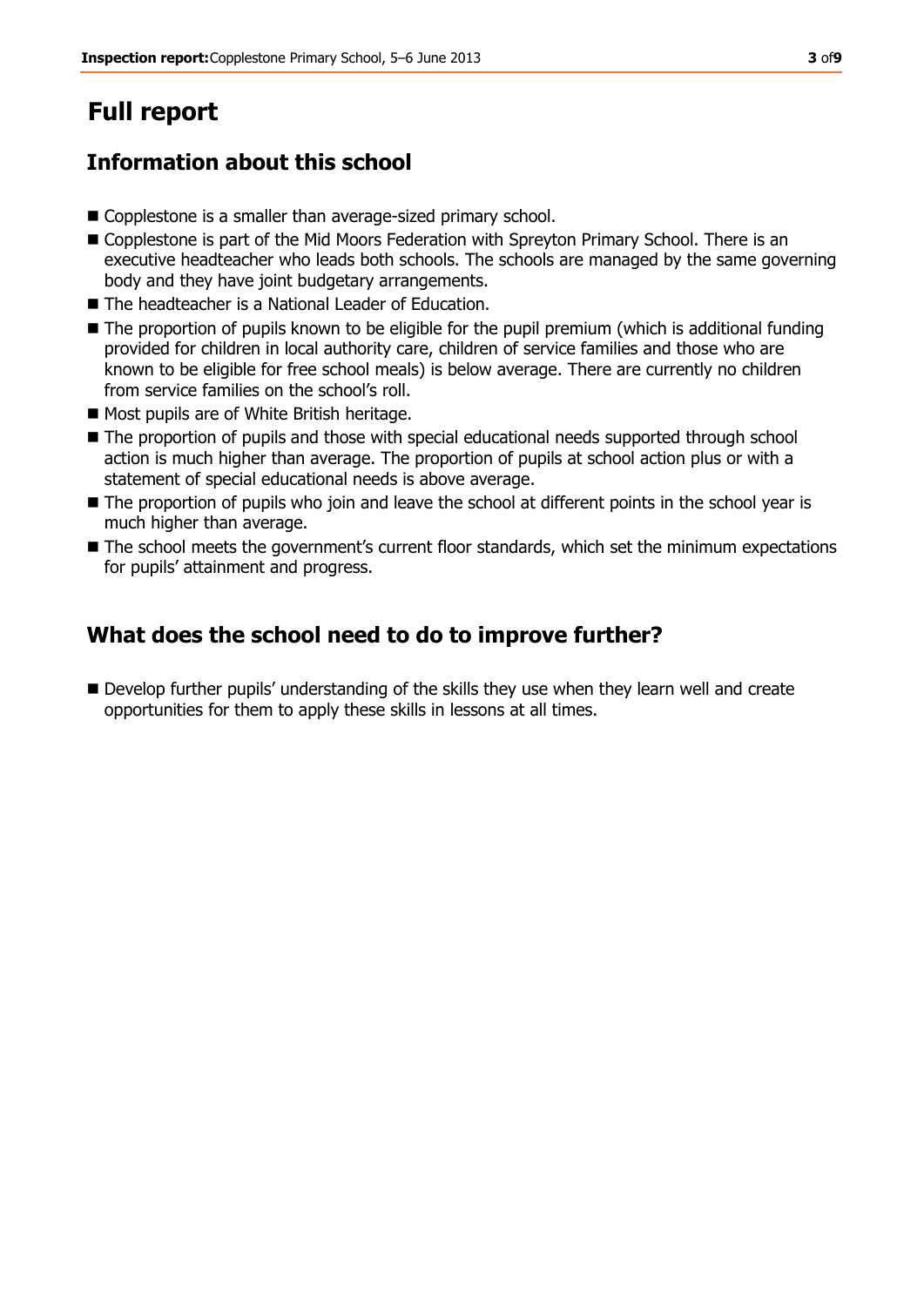# Full report

## Information about this school

- Copplestone is a smaller than average-sized primary school.
- Copplestone is part of the Mid Moors Federation with Spreyton Primary School. There is an executive headteacher who leads both schools. The schools are managed by the same governing body and they have joint budgetary arrangements.
- The headteacher is a National Leader of Education.
- The proportion of pupils known to be eligible for the pupil premium (which is additional funding provided for children in local authority care, children of service families and those who are known to be eligible for free school meals) is below average. There are currently no children from service families on the school's roll.
- Most pupils are of White British heritage.
- The proportion of pupils and those with special educational needs supported through school action is much higher than average. The proportion of pupils at school action plus or with a statement of special educational needs is above average.
- The proportion of pupils who join and leave the school at different points in the school year is much higher than average.
- The school meets the government's current floor standards, which set the minimum expectations for pupils' attainment and progress.

## What does the school need to do to improve further?

- Develop further pupils' understanding of the skills they use when they learn well and create opportunities for them to apply these skills in lessons at all times.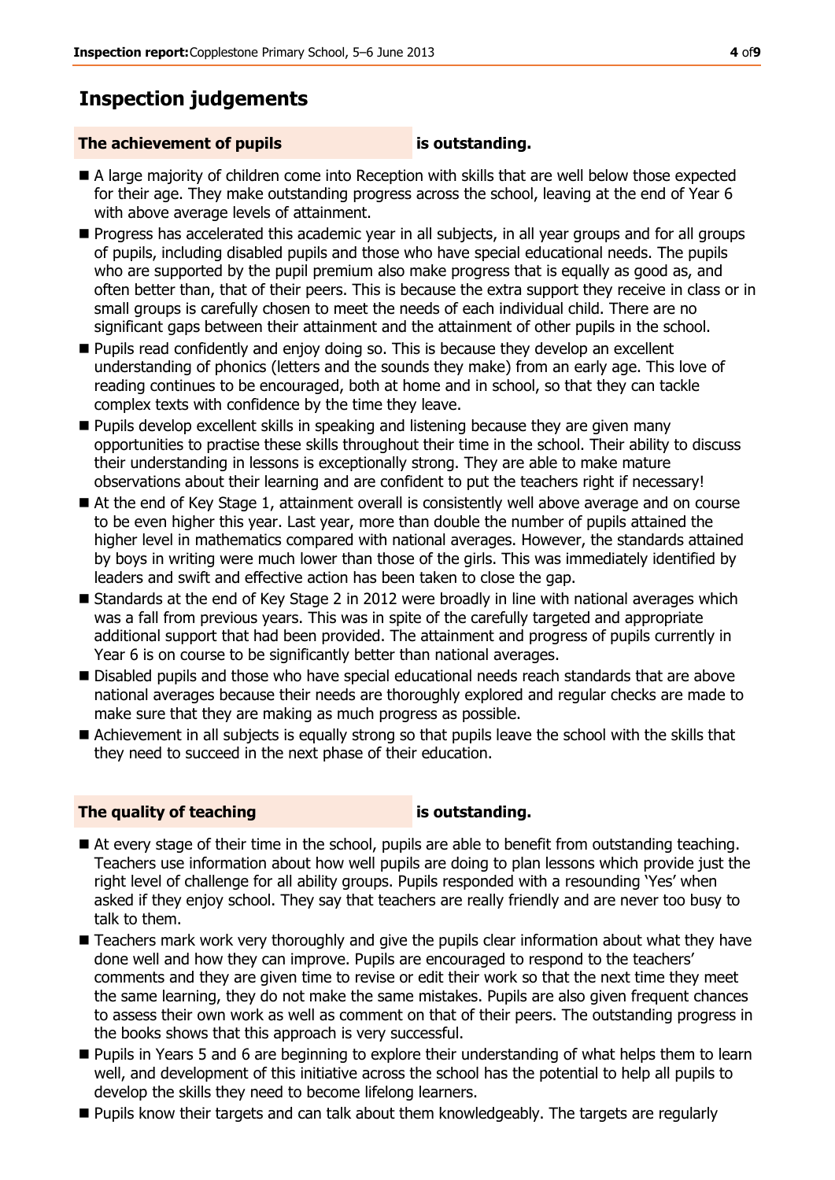## Inspection judgements

**The achievement of pupils** **is outstanding.**

- A large majority of children come into Reception with skills that are well below those expected for their age. They make outstanding progress across the school, leaving at the end of Year 6 with above average levels of attainment.
- Progress has accelerated this academic year in all subjects, in all year groups and for all groups of pupils, including disabled pupils and those who have special educational needs. The pupils who are supported by the pupil premium also make progress that is equally as good as, and often better than, that of their peers. This is because the extra support they receive in class or in small groups is carefully chosen to meet the needs of each individual child. There are no significant gaps between their attainment and the attainment of other pupils in the school.
- Pupils read confidently and enjoy doing so. This is because they develop an excellent understanding of phonics (letters and the sounds they make) from an early age. This love of reading continues to be encouraged, both at home and in school, so that they can tackle complex texts with confidence by the time they leave.
- Pupils develop excellent skills in speaking and listening because they are given many opportunities to practise these skills throughout their time in the school. Their ability to discuss their understanding in lessons is exceptionally strong. They are able to make mature observations about their learning and are confident to put the teachers right if necessary!
- At the end of Key Stage 1, attainment overall is consistently well above average and on course to be even higher this year. Last year, more than double the number of pupils attained the higher level in mathematics compared with national averages. However, the standards attained by boys in writing were much lower than those of the girls. This was immediately identified by leaders and swift and effective action has been taken to close the gap.
- Standards at the end of Key Stage 2 in 2012 were broadly in line with national averages which was a fall from previous years. This was in spite of the carefully targeted and appropriate additional support that had been provided. The attainment and progress of pupils currently in Year 6 is on course to be significantly better than national averages.
- Disabled pupils and those who have special educational needs reach standards that are above national averages because their needs are thoroughly explored and regular checks are made to make sure that they are making as much progress as possible.
- Achievement in all subjects is equally strong so that pupils leave the school with the skills that they need to succeed in the next phase of their education.

**The quality of teaching** **is outstanding.**

- At every stage of their time in the school, pupils are able to benefit from outstanding teaching. Teachers use information about how well pupils are doing to plan lessons which provide just the right level of challenge for all ability groups. Pupils responded with a resounding 'Yes' when asked if they enjoy school. They say that teachers are really friendly and are never too busy to talk to them.
- Teachers mark work very thoroughly and give the pupils clear information about what they have done well and how they can improve. Pupils are encouraged to respond to the teachers' comments and they are given time to revise or edit their work so that the next time they meet the same learning, they do not make the same mistakes. Pupils are also given frequent chances to assess their own work as well as comment on that of their peers. The outstanding progress in the books shows that this approach is very successful.
- Pupils in Years 5 and 6 are beginning to explore their understanding of what helps them to learn well, and development of this initiative across the school has the potential to help all pupils to develop the skills they need to become lifelong learners.
- Pupils know their targets and can talk about them knowledgeably. The targets are regularly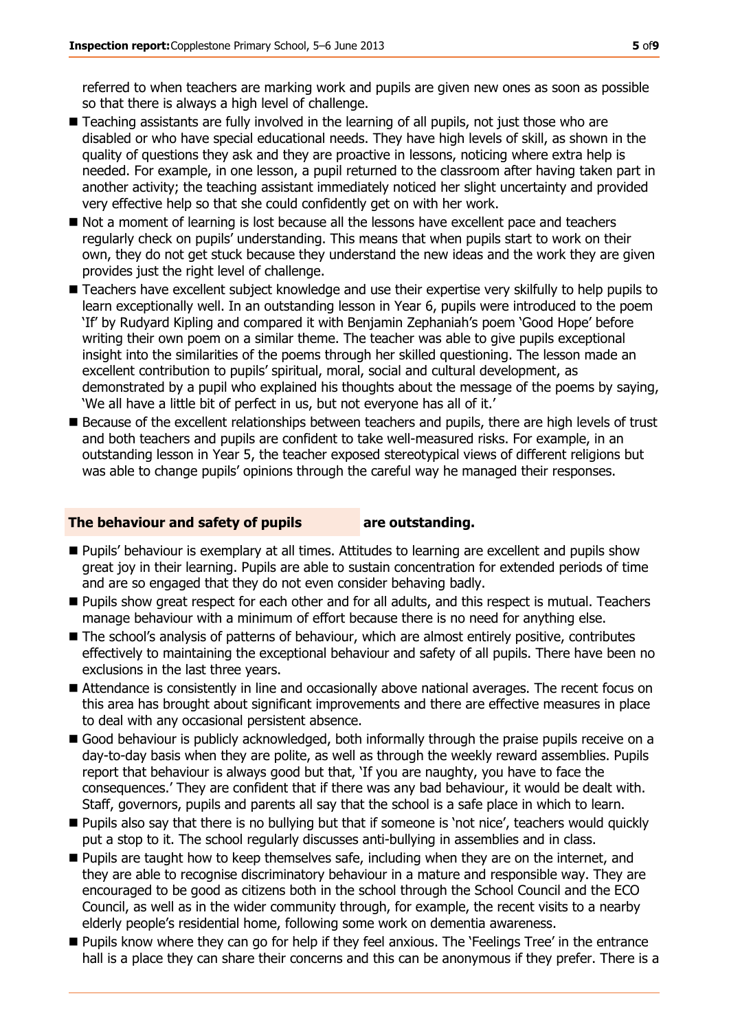referred to when teachers are marking work and pupils are given new ones as soon as possible so that there is always a high level of challenge.

- Teaching assistants are fully involved in the learning of all pupils, not just those who are disabled or who have special educational needs. They have high levels of skill, as shown in the quality of questions they ask and they are proactive in lessons, noticing where extra help is needed. For example, in one lesson, a pupil returned to the classroom after having taken part in another activity; the teaching assistant immediately noticed her slight uncertainty and provided very effective help so that she could confidently get on with her work.
- Not a moment of learning is lost because all the lessons have excellent pace and teachers regularly check on pupils' understanding. This means that when pupils start to work on their own, they do not get stuck because they understand the new ideas and the work they are given provides just the right level of challenge.
- Teachers have excellent subject knowledge and use their expertise very skilfully to help pupils to learn exceptionally well. In an outstanding lesson in Year 6, pupils were introduced to the poem 'If' by Rudyard Kipling and compared it with Benjamin Zephaniah's poem 'Good Hope' before writing their own poem on a similar theme. The teacher was able to give pupils exceptional insight into the similarities of the poems through her skilled questioning. The lesson made an excellent contribution to pupils' spiritual, moral, social and cultural development, as demonstrated by a pupil who explained his thoughts about the message of the poems by saying, 'We all have a little bit of perfect in us, but not everyone has all of it.'
- Because of the excellent relationships between teachers and pupils, there are high levels of trust and both teachers and pupils are confident to take well-measured risks. For example, in an outstanding lesson in Year 5, the teacher exposed stereotypical views of different religions but was able to change pupils' opinions through the careful way he managed their responses.

## The behaviour and safety of pupils are outstanding.

- Pupils' behaviour is exemplary at all times. Attitudes to learning are excellent and pupils show great joy in their learning. Pupils are able to sustain concentration for extended periods of time and are so engaged that they do not even consider behaving badly.
- Pupils show great respect for each other and for all adults, and this respect is mutual. Teachers manage behaviour with a minimum of effort because there is no need for anything else.
- The school's analysis of patterns of behaviour, which are almost entirely positive, contributes effectively to maintaining the exceptional behaviour and safety of all pupils. There have been no exclusions in the last three years.
- Attendance is consistently in line and occasionally above national averages. The recent focus on this area has brought about significant improvements and there are effective measures in place to deal with any occasional persistent absence.
- Good behaviour is publicly acknowledged, both informally through the praise pupils receive on a day-to-day basis when they are polite, as well as through the weekly reward assemblies. Pupils report that behaviour is always good but that, 'If you are naughty, you have to face the consequences.' They are confident that if there was any bad behaviour, it would be dealt with. Staff, governors, pupils and parents all say that the school is a safe place in which to learn.
- Pupils also say that there is no bullying but that if someone is 'not nice', teachers would quickly put a stop to it. The school regularly discusses anti-bullying in assemblies and in class.
- Pupils are taught how to keep themselves safe, including when they are on the internet, and they are able to recognise discriminatory behaviour in a mature and responsible way. They are encouraged to be good as citizens both in the school through the School Council and the ECO Council, as well as in the wider community through, for example, the recent visits to a nearby elderly people's residential home, following some work on dementia awareness.
- Pupils know where they can go for help if they feel anxious. The 'Feelings Tree' in the entrance hall is a place they can share their concerns and this can be anonymous if they prefer. There is a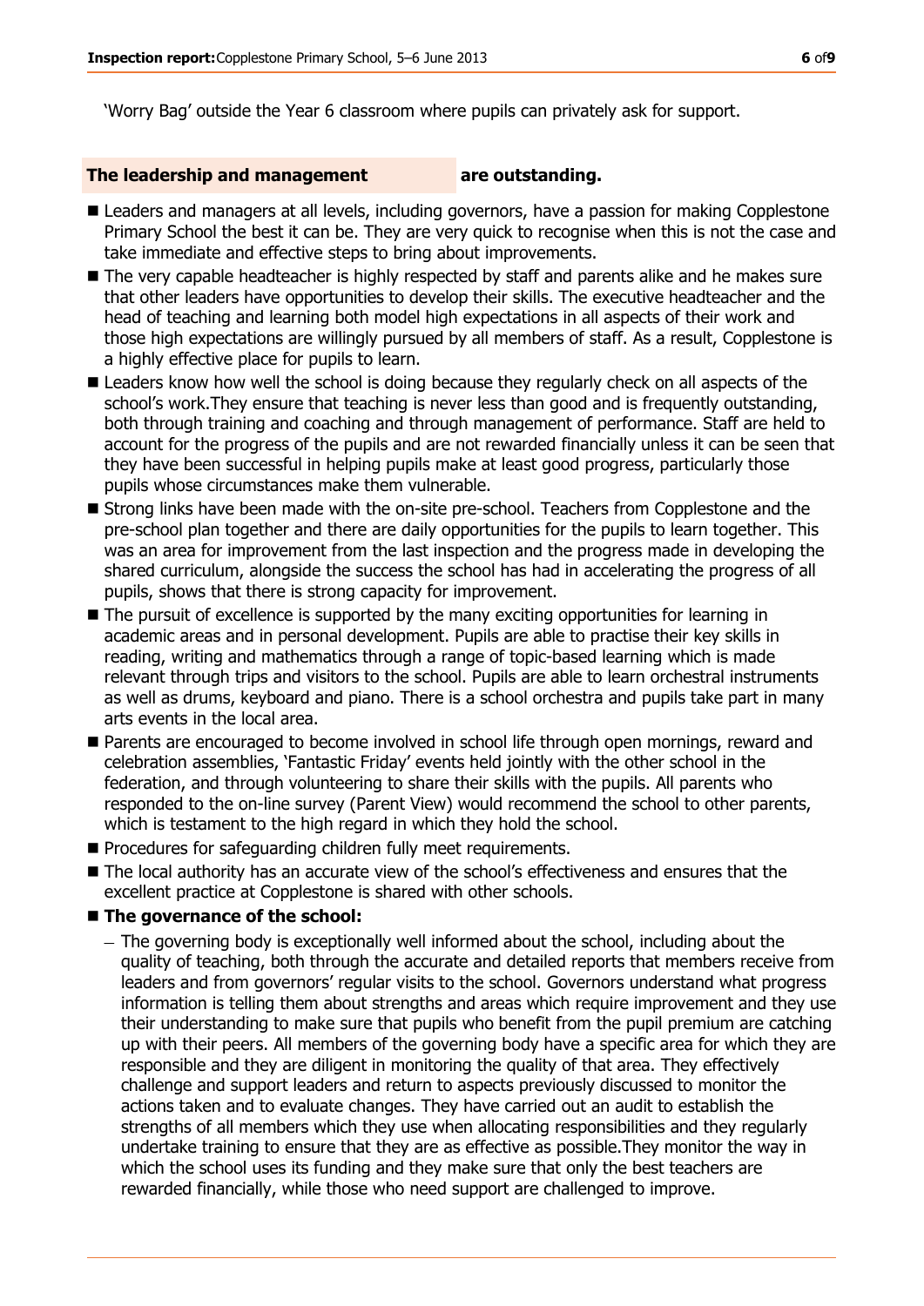'Worry Bag' outside the Year 6 classroom where pupils can privately ask for support.

**The leadership and management are outstanding.**

- Leaders and managers at all levels, including governors, have a passion for making Copplestone Primary School the best it can be. They are very quick to recognise when this is not the case and take immediate and effective steps to bring about improvements.
- The very capable headteacher is highly respected by staff and parents alike and he makes sure that other leaders have opportunities to develop their skills. The executive headteacher and the head of teaching and learning both model high expectations in all aspects of their work and those high expectations are willingly pursued by all members of staff. As a result, Copplestone is a highly effective place for pupils to learn.
- Leaders know how well the school is doing because they regularly check on all aspects of the school's work.They ensure that teaching is never less than good and is frequently outstanding, both through training and coaching and through management of performance. Staff are held to account for the progress of the pupils and are not rewarded financially unless it can be seen that they have been successful in helping pupils make at least good progress, particularly those pupils whose circumstances make them vulnerable.
- Strong links have been made with the on-site pre-school. Teachers from Copplestone and the pre-school plan together and there are daily opportunities for the pupils to learn together. This was an area for improvement from the last inspection and the progress made in developing the shared curriculum, alongside the success the school has had in accelerating the progress of all pupils, shows that there is strong capacity for improvement.
- The pursuit of excellence is supported by the many exciting opportunities for learning in academic areas and in personal development. Pupils are able to practise their key skills in reading, writing and mathematics through a range of topic-based learning which is made relevant through trips and visitors to the school. Pupils are able to learn orchestral instruments as well as drums, keyboard and piano. There is a school orchestra and pupils take part in many arts events in the local area.
- Parents are encouraged to become involved in school life through open mornings, reward and celebration assemblies, 'Fantastic Friday' events held jointly with the other school in the federation, and through volunteering to share their skills with the pupils. All parents who responded to the on-line survey (Parent View) would recommend the school to other parents, which is testament to the high regard in which they hold the school.
- Procedures for safeguarding children fully meet requirements.
- The local authority has an accurate view of the school's effectiveness and ensures that the excellent practice at Copplestone is shared with other schools.
- **The governance of the school:**
  - The governing body is exceptionally well informed about the school, including about the quality of teaching, both through the accurate and detailed reports that members receive from leaders and from governors' regular visits to the school. Governors understand what progress information is telling them about strengths and areas which require improvement and they use their understanding to make sure that pupils who benefit from the pupil premium are catching up with their peers. All members of the governing body have a specific area for which they are responsible and they are diligent in monitoring the quality of that area. They effectively challenge and support leaders and return to aspects previously discussed to monitor the actions taken and to evaluate changes. They have carried out an audit to establish the strengths of all members which they use when allocating responsibilities and they regularly undertake training to ensure that they are as effective as possible.They monitor the way in which the school uses its funding and they make sure that only the best teachers are rewarded financially, while those who need support are challenged to improve.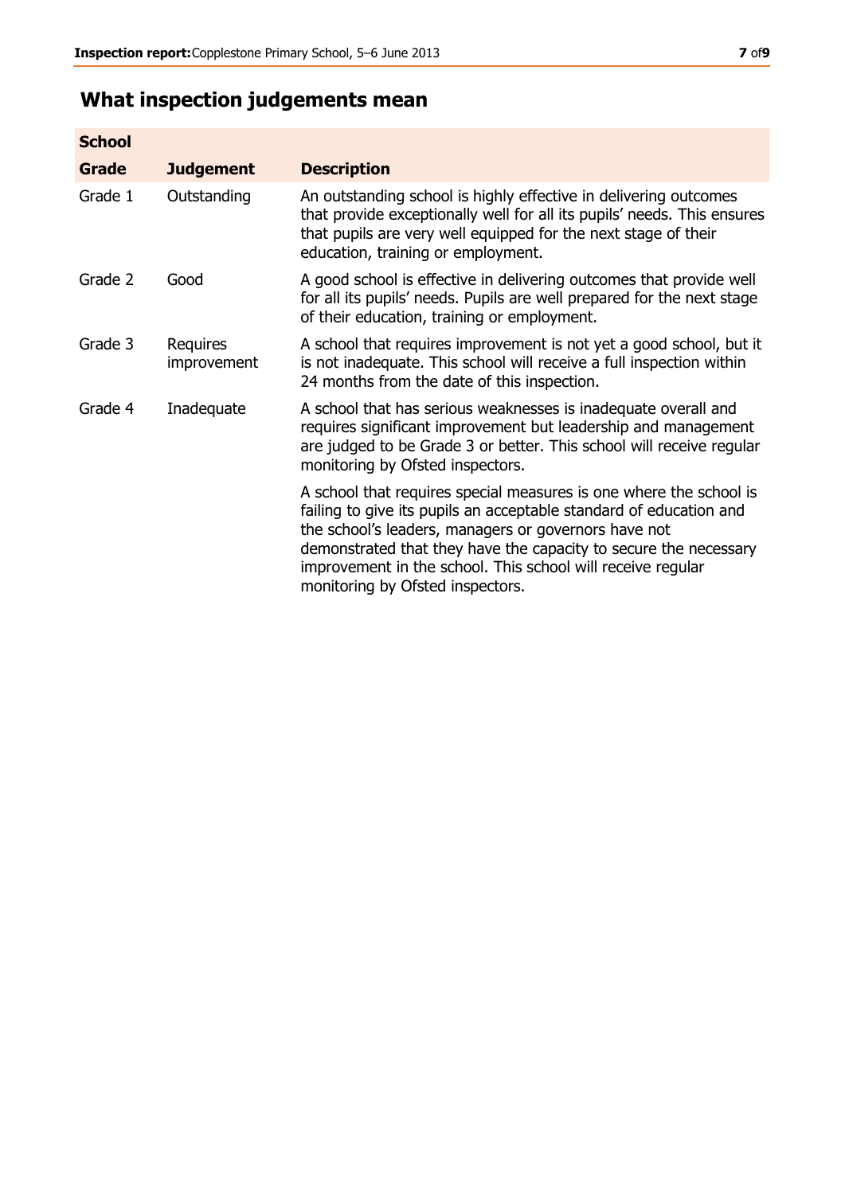## What inspection judgements mean

| School Grade | Judgement | Description |
|---|---|---|
| Grade 1 | Outstanding | An outstanding school is highly effective in delivering outcomes that provide exceptionally well for all its pupils' needs. This ensures that pupils are very well equipped for the next stage of their education, training or employment. |
| Grade 2 | Good | A good school is effective in delivering outcomes that provide well for all its pupils' needs. Pupils are well prepared for the next stage of their education, training or employment. |
| Grade 3 | Requires improvement | A school that requires improvement is not yet a good school, but it is not inadequate. This school will receive a full inspection within 24 months from the date of this inspection. |
| Grade 4 | Inadequate | A school that has serious weaknesses is inadequate overall and requires significant improvement but leadership and management are judged to be Grade 3 or better. This school will receive regular monitoring by Ofsted inspectors. |
| | | A school that requires special measures is one where the school is failing to give its pupils an acceptable standard of education and the school's leaders, managers or governors have not demonstrated that they have the capacity to secure the necessary improvement in the school. This school will receive regular monitoring by Ofsted inspectors. |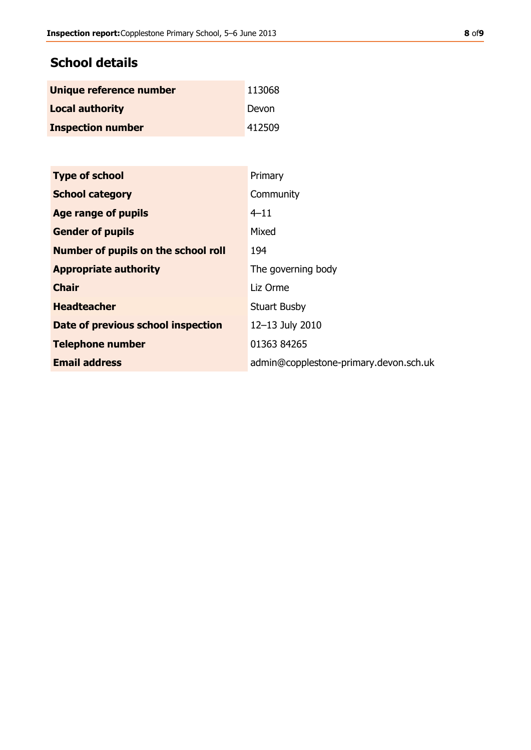## School details

| | |
|---|---|
| **Unique reference number** | 113068 |
| **Local authority** | Devon |
| **Inspection number** | 412509 |

| | |
|---|---|
| **Type of school** | Primary |
| **School category** | Community |
| **Age range of pupils** | 4–11 |
| **Gender of pupils** | Mixed |
| **Number of pupils on the school roll** | 194 |
| **Appropriate authority** | The governing body |
| **Chair** | Liz Orme |
| **Headteacher** | Stuart Busby |
| **Date of previous school inspection** | 12–13 July 2010 |
| **Telephone number** | 01363 84265 |
| **Email address** | admin@copplestone-primary.devon.sch.uk |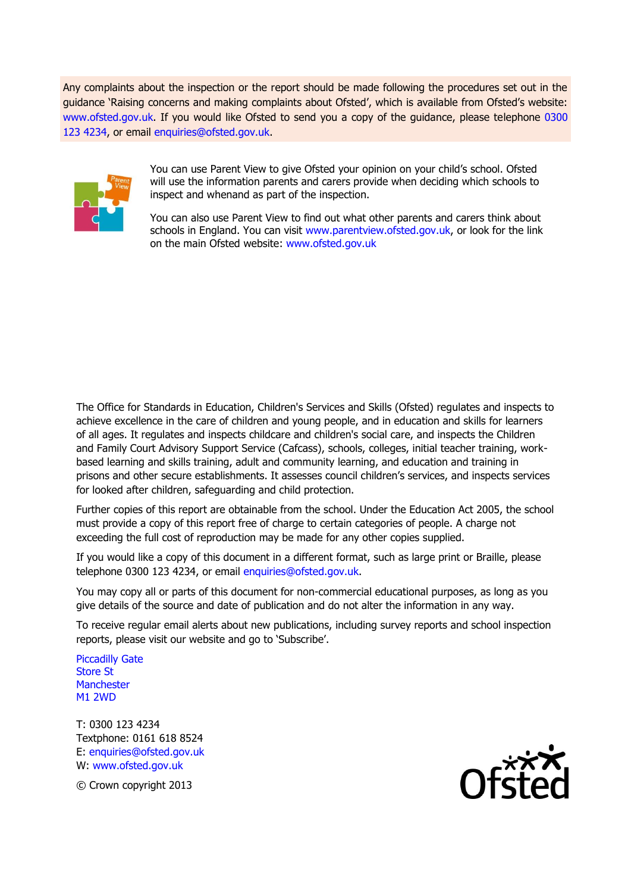Any complaints about the inspection or the report should be made following the procedures set out in the guidance 'Raising concerns and making complaints about Ofsted', which is available from Ofsted's website: www.ofsted.gov.uk. If you would like Ofsted to send you a copy of the guidance, please telephone 0300 123 4234, or email enquiries@ofsted.gov.uk.

You can use Parent View to give Ofsted your opinion on your child's school. Ofsted will use the information parents and carers provide when deciding which schools to inspect and whenand as part of the inspection.

You can also use Parent View to find out what other parents and carers think about schools in England. You can visit www.parentview.ofsted.gov.uk, or look for the link on the main Ofsted website: www.ofsted.gov.uk

The Office for Standards in Education, Children's Services and Skills (Ofsted) regulates and inspects to achieve excellence in the care of children and young people, and in education and skills for learners of all ages. It regulates and inspects childcare and children's social care, and inspects the Children and Family Court Advisory Support Service (Cafcass), schools, colleges, initial teacher training, work-based learning and skills training, adult and community learning, and education and training in prisons and other secure establishments. It assesses council children's services, and inspects services for looked after children, safeguarding and child protection.

Further copies of this report are obtainable from the school. Under the Education Act 2005, the school must provide a copy of this report free of charge to certain categories of people. A charge not exceeding the full cost of reproduction may be made for any other copies supplied.

If you would like a copy of this document in a different format, such as large print or Braille, please telephone 0300 123 4234, or email enquiries@ofsted.gov.uk.

You may copy all or parts of this document for non-commercial educational purposes, as long as you give details of the source and date of publication and do not alter the information in any way.

To receive regular email alerts about new publications, including survey reports and school inspection reports, please visit our website and go to 'Subscribe'.

Piccadilly Gate
Store St
Manchester
M1 2WD

T: 0300 123 4234
Textphone: 0161 618 8524
E: enquiries@ofsted.gov.uk
W: www.ofsted.gov.uk

© Crown copyright 2013